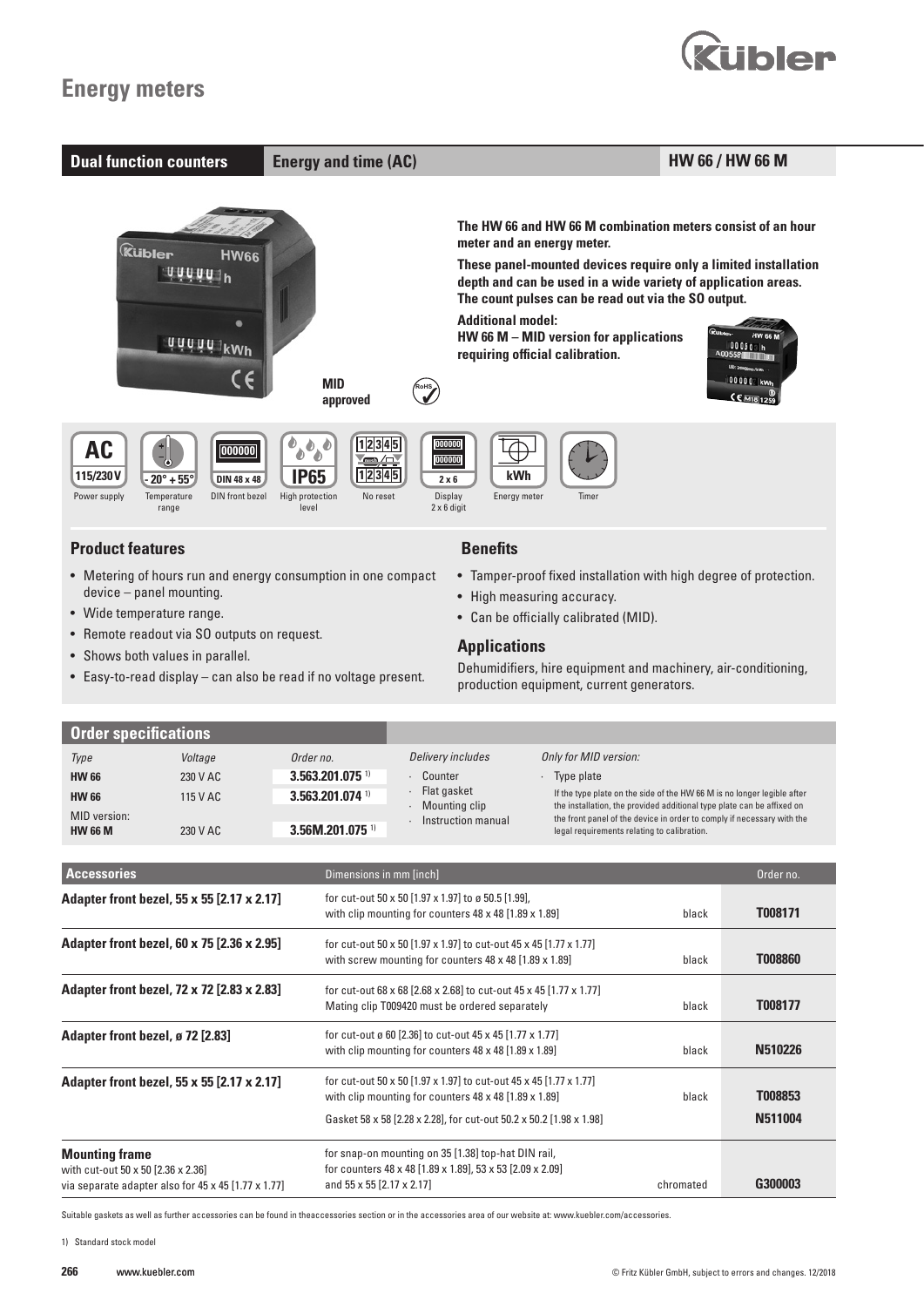# Energy meters

| Dual function counters | Energy and time (AC) | HW 66 / HW 66 M |
|---|---|---|

MID approved

**The HW 66 and HW 66 M combination meters consist of an hour meter and an energy meter.**

**These panel-mounted devices require only a limited installation depth and can be used in a wide variety of application areas. The count pulses can be read out via the SO output.**

**Additional model:**
**HW 66 M – MID version for applications requiring official calibration.**

AC 115/230 V – Power supply
-20° +55° – Temperature range
DIN 48 x 48 – DIN front bezel
IP65 – High protection level
No reset
2 x 6 – Display 2 x 6 digit
kWh – Energy meter
Timer

## Product features

- Metering of hours run and energy consumption in one compact device – panel mounting.
- Wide temperature range.
- Remote readout via SO outputs on request.
- Shows both values in parallel.
- Easy-to-read display – can also be read if no voltage present.

## Benefits

- Tamper-proof fixed installation with high degree of protection.
- High measuring accuracy.
- Can be officially calibrated (MID).

## Applications

Dehumidifiers, hire equipment and machinery, air-conditioning, production equipment, current generators.

## Order specifications

| *Type* | *Voltage* | *Order no.* |
|---|---|---|
| **HW 66** | 230 V AC | **3.563.201.075** [1] |
| **HW 66** | 115 V AC | **3.563.201.074** [1] |
| MID version: **HW 66 M** | 230 V AC | **3.56M.201.075** [1] |

*Delivery includes*
- Counter
- Flat gasket
- Mounting clip
- Instruction manual

*Only for MID version:*
- Type plate

If the type plate on the side of the HW 66 M is no longer legible after the installation, the provided additional type plate can be affixed on the front panel of the device in order to comply if necessary with the legal requirements relating to calibration.

| Accessories | Dimensions in mm [inch] | | Order no. |
|---|---|---|---|
| **Adapter front bezel, 55 x 55 [2.17 x 2.17]** | for cut-out 50 x 50 [1.97 x 1.97] to ø 50.5 [1.99], with clip mounting for counters 48 x 48 [1.89 x 1.89] | black | **T008171** |
| **Adapter front bezel, 60 x 75 [2.36 x 2.95]** | for cut-out 50 x 50 [1.97 x 1.97] to cut-out 45 x 45 [1.77 x 1.77] with screw mounting for counters 48 x 48 [1.89 x 1.89] | black | **T008860** |
| **Adapter front bezel, 72 x 72 [2.83 x 2.83]** | for cut-out 68 x 68 [2.68 x 2.68] to cut-out 45 x 45 [1.77 x 1.77] Mating clip T009420 must be ordered separately | black | **T008177** |
| **Adapter front bezel, ø 72 [2.83]** | for cut-out ø 60 [2.36] to cut-out 45 x 45 [1.77 x 1.77] with clip mounting for counters 48 x 48 [1.89 x 1.89] | black | **N510226** |
| **Adapter front bezel, 55 x 55 [2.17 x 2.17]** | for cut-out 50 x 50 [1.97 x 1.97] to cut-out 45 x 45 [1.77 x 1.77] with clip mounting for counters 48 x 48 [1.89 x 1.89] | black | **T008853** |
| | Gasket 58 x 58 [2.28 x 2.28], for cut-out 50.2 x 50.2 [1.98 x 1.98] | | **N511004** |
| **Mounting frame** with cut-out 50 x 50 [2.36 x 2.36] via separate adapter also for 45 x 45 [1.77 x 1.77] | for snap-on mounting on 35 [1.38] top-hat DIN rail, for counters 48 x 48 [1.89 x 1.89], 53 x 53 [2.09 x 2.09] and 55 x 55 [2.17 x 2.17] | chromated | **G300003** |

Suitable gaskets as well as further accessories can be found in theaccessories section or in the accessories area of our website at: www.kuebler.com/accessories.

1) Standard stock model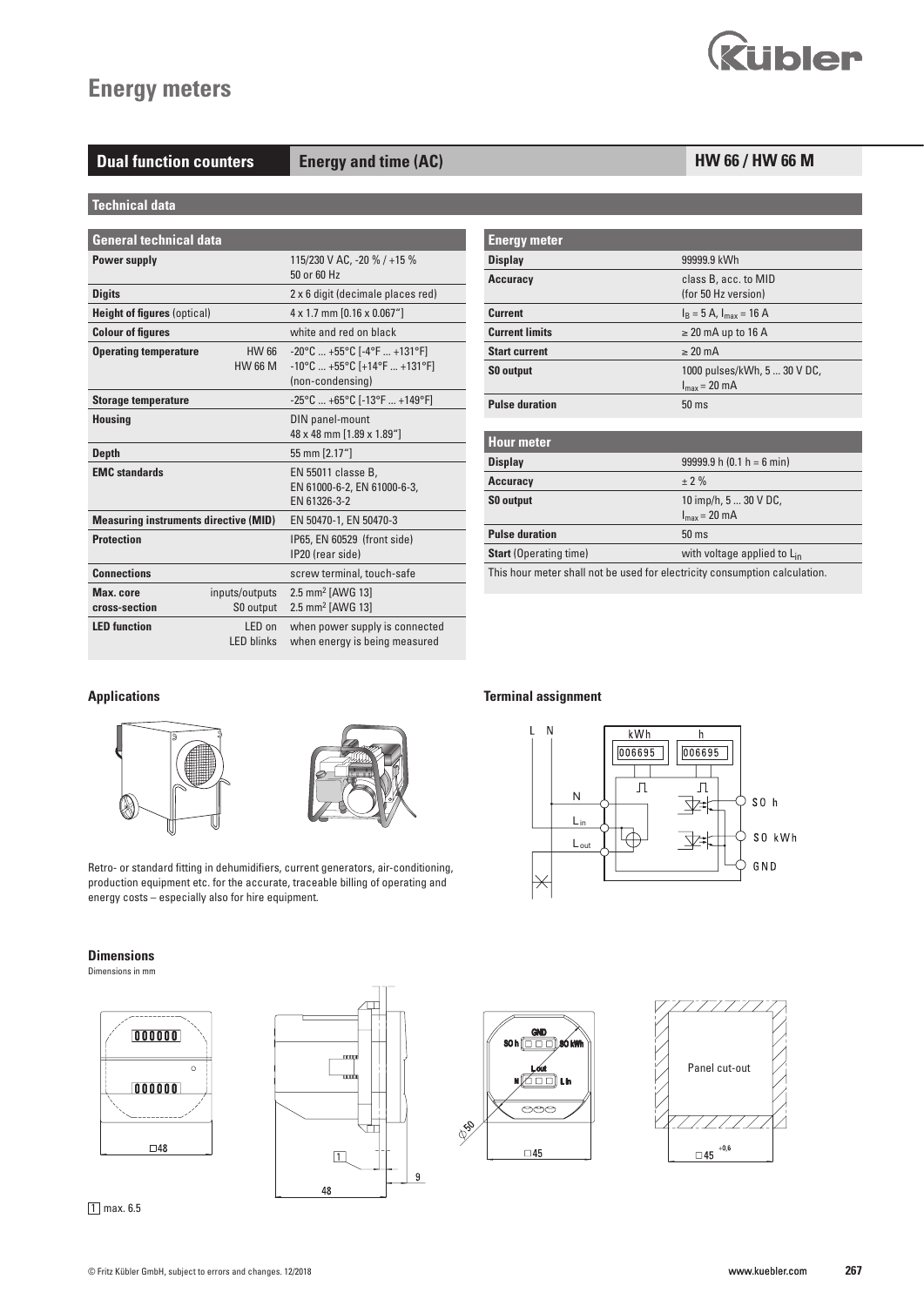# Energy meters

## Dual function counters | Energy and time (AC) | HW 66 / HW 66 M

### Technical data

| General technical data | | |
|---|---|---|
| **Power supply** | | 115/230 V AC, -20 % / +15 %<br>50 or 60 Hz |
| **Digits** | | 2 x 6 digit (decimale places red) |
| **Height of figures** (optical) | | 4 x 1.7 mm [0.16 x 0.067"] |
| **Colour of figures** | | white and red on black |
| **Operating temperature** | HW 66<br>HW 66 M | -20°C ... +55°C [-4°F ... +131°F]<br>-10°C ... +55°C [+14°F ... +131°F]<br>(non-condensing) |
| **Storage temperature** | | -25°C ... +65°C [-13°F ... +149°F] |
| **Housing** | | DIN panel-mount<br>48 x 48 mm [1.89 x 1.89"] |
| **Depth** | | 55 mm [2.17"] |
| **EMC standards** | | EN 55011 classe B,<br>EN 61000-6-2, EN 61000-6-3,<br>EN 61326-3-2 |
| **Measuring instruments directive (MID)** | | EN 50470-1, EN 50470-3 |
| **Protection** | | IP65, EN 60529 (front side)<br>IP20 (rear side) |
| **Connections** | | screw terminal, touch-safe |
| **Max. core cross-section** | inputs/outputs<br>S0 output | 2.5 mm² [AWG 13]<br>2.5 mm² [AWG 13] |
| **LED function** | LED on<br>LED blinks | when power supply is connected<br>when energy is being measured |

| Energy meter | |
|---|---|
| **Display** | 99999.9 kWh |
| **Accuracy** | class B, acc. to MID<br>(for 50 Hz version) |
| **Current** | $I_B$ = 5 A, $I_{max}$ = 16 A |
| **Current limits** | ≥ 20 mA up to 16 A |
| **Start current** | ≥ 20 mA |
| **S0 output** | 1000 pulses/kWh, 5 ... 30 V DC,<br>$I_{max}$ = 20 mA |
| **Pulse duration** | 50 ms |

| Hour meter | |
|---|---|
| **Display** | 99999.9 h (0.1 h = 6 min) |
| **Accuracy** | ± 2 % |
| **S0 output** | 10 imp/h, 5 ... 30 V DC,<br>$I_{max}$ = 20 mA |
| **Pulse duration** | 50 ms |
| **Start** (Operating time) | with voltage applied to $L_{in}$ |

This hour meter shall not be used for electricity consumption calculation.

### Applications

Retro- or standard fitting in dehumidifiers, current generators, air-conditioning, production equipment etc. for the accurate, traceable billing of operating and energy costs – especially also for hire equipment.

### Terminal assignment

L N
kWh h
006695 006695
N
$L_{in}$
$L_{out}$
S0 h
S0 kWh
GND

### Dimensions

Dimensions in mm

000000
000000
□48
1
48
9
GND
S0 h S0 kWh
N $L_{out}$ $L_{in}$
∅50
□45
Panel cut-out
□45 +0,6

1 max. 6.5